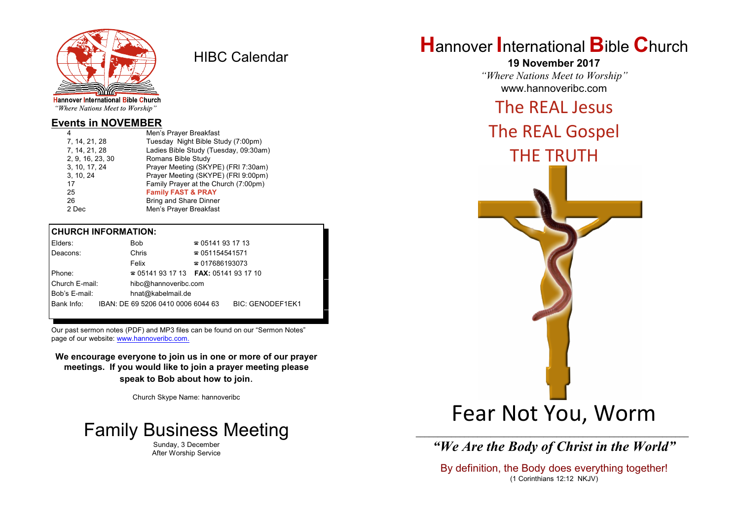Hannover International Bible Church

*"Where Nations Meet to Worship"*

# HIBC Calendar

## Events in NOVEMBER

| | |
|---|---|
| 4 | Men's Prayer Breakfast |
| 7, 14, 21, 28 | Tuesday Night Bible Study (7:00pm) |
| 7, 14, 21, 28 | Ladies Bible Study (Tuesday, 09:30am) |
| 2, 9, 16, 23, 30 | Romans Bible Study |
| 3, 10, 17, 24 | Prayer Meeting (SKYPE) (FRI 7:30am) |
| 3, 10, 24 | Prayer Meeting (SKYPE) (FRI 9:00pm) |
| 17 | Family Prayer at the Church (7:00pm) |
| 25 | **Family FAST & PRAY** |
| 26 | Bring and Share Dinner |
| 2 Dec | Men's Prayer Breakfast |

## CHURCH INFORMATION:

| | | |
|---|---|---|
| Elders: | Bob | ☎ 05141 93 17 13 |
| Deacons: | Chris | ☎ 051154541571 |
| | Felix | ☎ 017686193073 |
| Phone: | ☎ 05141 93 17 13 | **FAX:** 05141 93 17 10 |
| Church E-mail: | hibc@hannoveribc.com | |
| Bob's E-mail: | hnat@kabelmail.de | |
| Bank Info: | IBAN: DE 69 5206 0410 0006 6044 63 | BIC: GENODEF1EK1 |

Our past sermon notes (PDF) and MP3 files can be found on our "Sermon Notes" page of our website: www.hannoveribc.com.

**We encourage everyone to join us in one or more of our prayer meetings. If you would like to join a prayer meeting please speak to Bob about how to join.**

Church Skype Name: hannoveribc

# Family Business Meeting

Sunday, 3 December
After Worship Service

# Hannover International Bible Church

**19 November 2017**

*"Where Nations Meet to Worship"*

www.hannoveribc.com

## The REAL Jesus
## The REAL Gospel
## THE TRUTH

# Fear Not You, Worm

***"We Are the Body of Christ in the World"***

By definition, the Body does everything together!
(1 Corinthians 12:12 NKJV)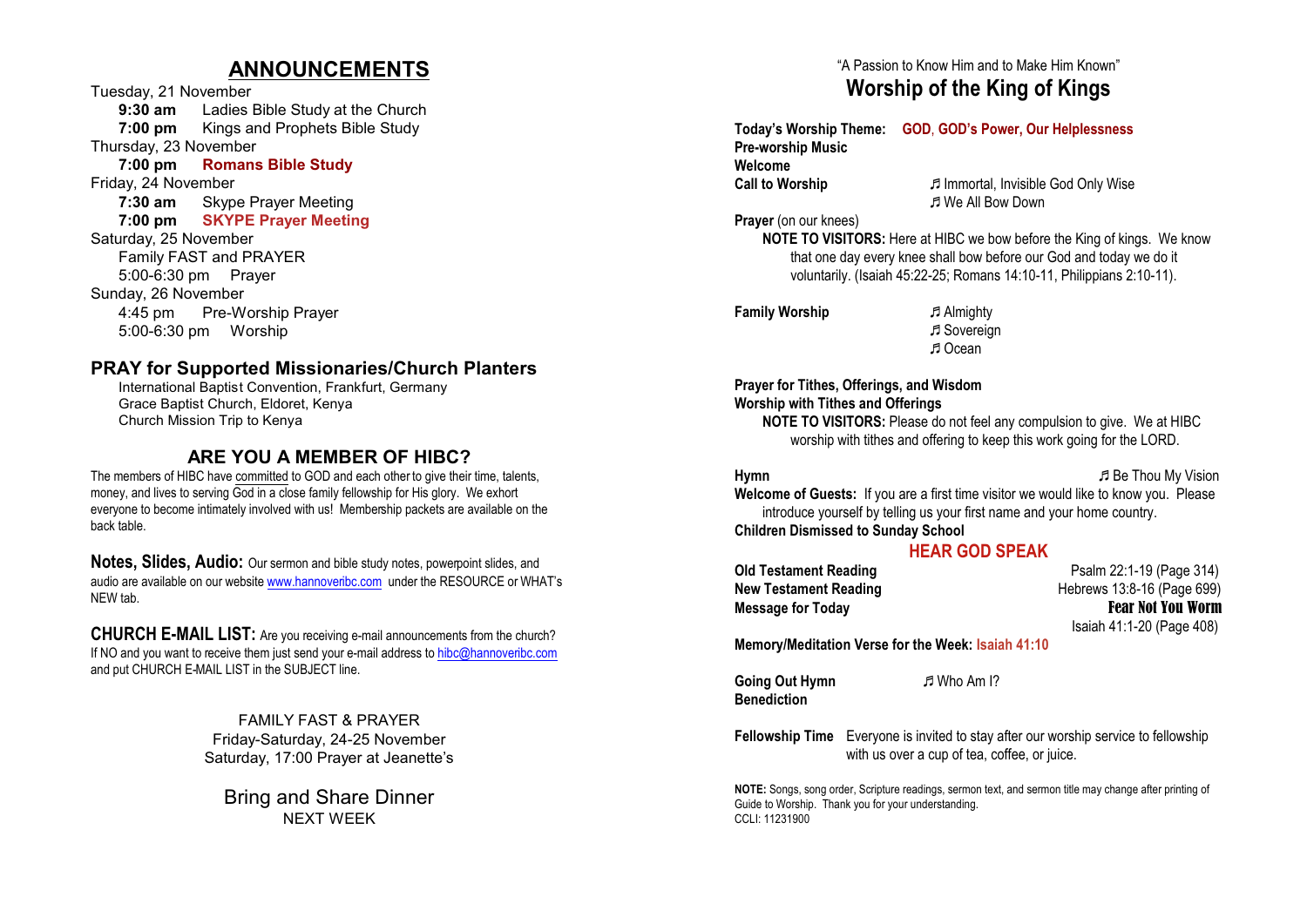## ANNOUNCEMENTS

Tuesday, 21 November
- **9:30 am** Ladies Bible Study at the Church
- **7:00 pm** Kings and Prophets Bible Study

Thursday, 23 November
- **7:00 pm** **Romans Bible Study**

Friday, 24 November
- **7:30 am** Skype Prayer Meeting
- **7:00 pm** **SKYPE Prayer Meeting**

Saturday, 25 November
- Family FAST and PRAYER
- 5:00-6:30 pm Prayer

Sunday, 26 November
- 4:45 pm Pre-Worship Prayer
- 5:00-6:30 pm Worship

### PRAY for Supported Missionaries/Church Planters

International Baptist Convention, Frankfurt, Germany
Grace Baptist Church, Eldoret, Kenya
Church Mission Trip to Kenya

### ARE YOU A MEMBER OF HIBC?

The members of HIBC have committed to GOD and each other to give their time, talents, money, and lives to serving God in a close family fellowship for His glory. We exhort everyone to become intimately involved with us! Membership packets are available on the back table.

**Notes, Slides, Audio:** Our sermon and bible study notes, powerpoint slides, and audio are available on our website www.hannoveribc.com under the RESOURCE or WHAT's NEW tab.

**CHURCH E-MAIL LIST:** Are you receiving e-mail announcements from the church? If NO and you want to receive them just send your e-mail address to hibc@hannoveribc.com and put CHURCH E-MAIL LIST in the SUBJECT line.

FAMILY FAST & PRAYER
Friday-Saturday, 24-25 November
Saturday, 17:00 Prayer at Jeanette's

Bring and Share Dinner
NEXT WEEK

"A Passion to Know Him and to Make Him Known"

## Worship of the King of Kings

**Today's Worship Theme:** **GOD, GOD's Power, Our Helplessness**
**Pre-worship Music**
**Welcome**
**Call to Worship** ♬ Immortal, Invisible God Only Wise
♬ We All Bow Down

**Prayer** (on our knees)
**NOTE TO VISITORS:** Here at HIBC we bow before the King of kings. We know that one day every knee shall bow before our God and today we do it voluntarily. (Isaiah 45:22-25; Romans 14:10-11, Philippians 2:10-11).

**Family Worship** ♬ Almighty
♬ Sovereign
♬ Ocean

**Prayer for Tithes, Offerings, and Wisdom**
**Worship with Tithes and Offerings**
**NOTE TO VISITORS:** Please do not feel any compulsion to give. We at HIBC worship with tithes and offering to keep this work going for the LORD.

**Hymn** ♬ Be Thou My Vision
**Welcome of Guests:** If you are a first time visitor we would like to know you. Please introduce yourself by telling us your first name and your home country.
**Children Dismissed to Sunday School**

### HEAR GOD SPEAK

**Old Testament Reading** Psalm 22:1-19 (Page 314)
**New Testament Reading** Hebrews 13:8-16 (Page 699)
**Message for Today** **Fear Not You Worm**
Isaiah 41:1-20 (Page 408)

**Memory/Meditation Verse for the Week: Isaiah 41:10**

**Going Out Hymn** ♬ Who Am I?
**Benediction**

**Fellowship Time** Everyone is invited to stay after our worship service to fellowship with us over a cup of tea, coffee, or juice.

**NOTE:** Songs, song order, Scripture readings, sermon text, and sermon title may change after printing of Guide to Worship. Thank you for your understanding.
CCLI: 11231900